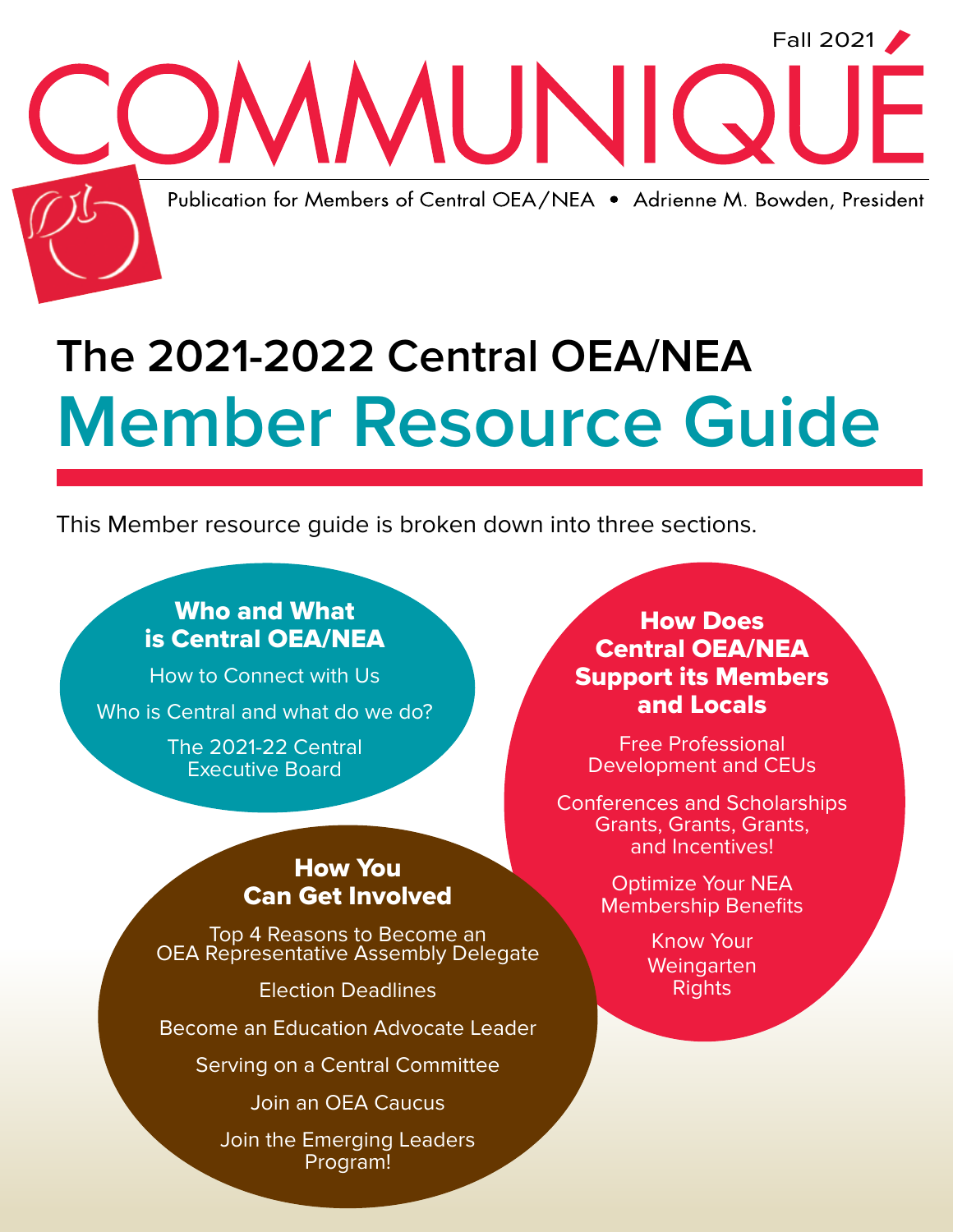Fall 2021

# COMMUNIQUÉ

Publication for Members of Central OEA/NEA • Adrienne M. Bowden, President

# The 2021-2022 Central OEA/NEA
# Member Resource Guide

This Member resource guide is broken down into three sections.

### Who and What is Central OEA/NEA

How to Connect with Us

Who is Central and what do we do?

The 2021-22 Central Executive Board

### How Does Central OEA/NEA Support its Members and Locals

Free Professional Development and CEUs

Conferences and Scholarships Grants, Grants, Grants, and Incentives!

Optimize Your NEA Membership Benefits

Know Your Weingarten Rights

### How You Can Get Involved

Top 4 Reasons to Become an OEA Representative Assembly Delegate

Election Deadlines

Become an Education Advocate Leader

Serving on a Central Committee

Join an OEA Caucus

Join the Emerging Leaders Program!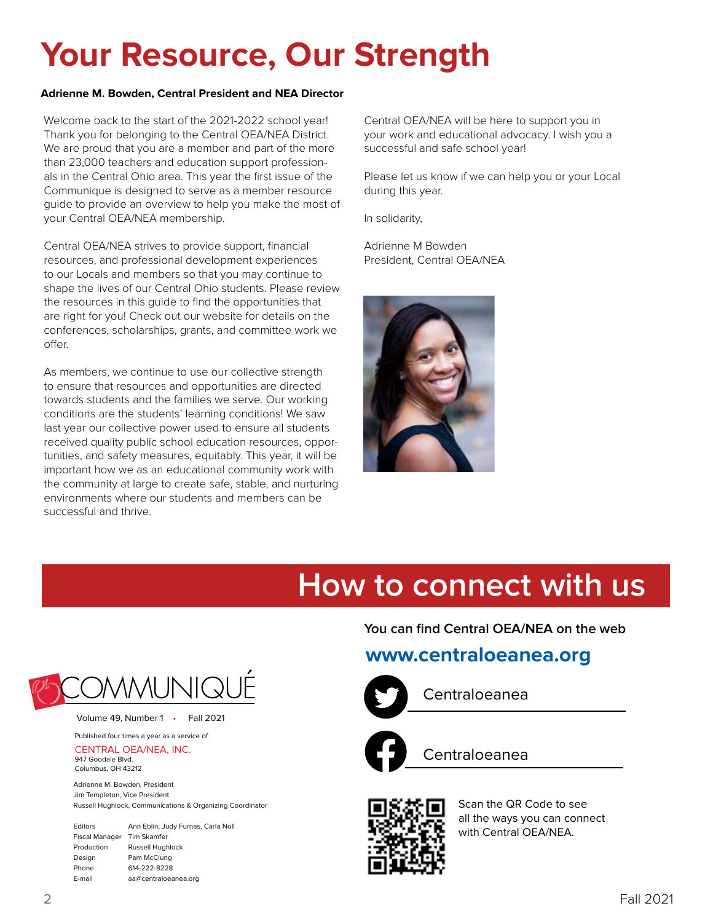# Your Resource, Our Strength

**Adrienne M. Bowden, Central President and NEA Director**

Welcome back to the start of the 2021-2022 school year! Thank you for belonging to the Central OEA/NEA District. We are proud that you are a member and part of the more than 23,000 teachers and education support professionals in the Central Ohio area. This year the first issue of the Communique is designed to serve as a member resource guide to provide an overview to help you make the most of your Central OEA/NEA membership.

Central OEA/NEA strives to provide support, financial resources, and professional development experiences to our Locals and members so that you may continue to shape the lives of our Central Ohio students. Please review the resources in this guide to find the opportunities that are right for you! Check out our website for details on the conferences, scholarships, grants, and committee work we offer.

As members, we continue to use our collective strength to ensure that resources and opportunities are directed towards students and the families we serve. Our working conditions are the students' learning conditions! We saw last year our collective power used to ensure all students received quality public school education resources, opportunities, and safety measures, equitably. This year, it will be important how we as an educational community work with the community at large to create safe, stable, and nurturing environments where our students and members can be successful and thrive.

Central OEA/NEA will be here to support you in your work and educational advocacy. I wish you a successful and safe school year!

Please let us know if we can help you or your Local during this year.

In solidarity,

Adrienne M Bowden
President, Central OEA/NEA

## How to connect with us

You can find Central OEA/NEA on the web

**www.centraloeanea.org**

Twitter: Centraloeanea

Facebook: Centraloeanea

Scan the QR Code to see all the ways you can connect with Central OEA/NEA.

COMMUNIQUÉ

Volume 49, Number 1 • Fall 2021

Published four times a year as a service of

CENTRAL OEA/NEA, INC.
947 Goodale Blvd.
Columbus, OH 43212

Adrienne M. Bowden, President
Jim Templeton, Vice President
Russell Hughlock, Communications & Organizing Coordinator

| | |
|---|---|
| Editors | Ann Eblin, Judy Furnas, Carla Noll |
| Fiscal Manager | Tim Skamfer |
| Production | Russell Hughlock |
| Design | Pam McClung |
| Phone | 614-222-8228 |
| E-mail | aa@centraloeanea.org |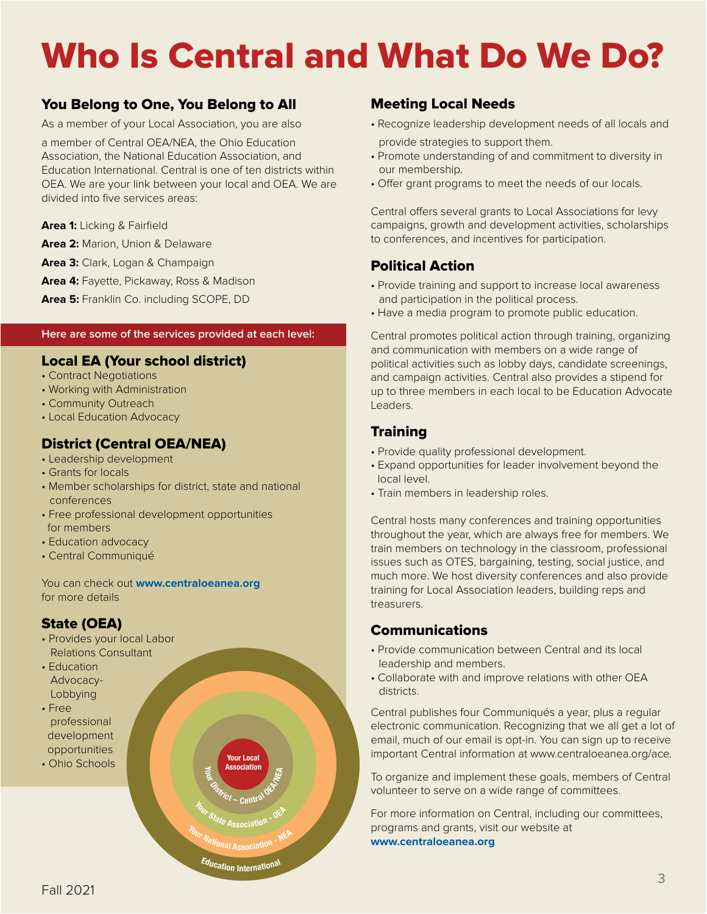# Who Is Central and What Do We Do?

## You Belong to One, You Belong to All

As a member of your Local Association, you are also a member of Central OEA/NEA, the Ohio Education Association, the National Education Association, and Education International. Central is one of ten districts within OEA. We are your link between your local and OEA. We are divided into five services areas:

**Area 1:** Licking & Fairfield

**Area 2:** Marion, Union & Delaware

**Area 3:** Clark, Logan & Champaign

**Area 4:** Fayette, Pickaway, Ross & Madison

**Area 5:** Franklin Co. including SCOPE, DD

Here are some of the services provided at each level:

### Local EA (Your school district)

- Contract Negotiations
- Working with Administration
- Community Outreach
- Local Education Advocacy

### District (Central OEA/NEA)

- Leadership development
- Grants for locals
- Member scholarships for district, state and national conferences
- Free professional development opportunities for members
- Education advocacy
- Central Communiqué

You can check out **www.centraloeanea.org** for more details

### State (OEA)

- Provides your local Labor Relations Consultant
- Education Advocacy-Lobbying
- Free professional development opportunities
- Ohio Schools

Your Local Association

Your District – Central OEA/NEA

Your State Association - OEA

Your National Association - NEA

Education International

## Meeting Local Needs

- Recognize leadership development needs of all locals and provide strategies to support them.
- Promote understanding of and commitment to diversity in our membership.
- Offer grant programs to meet the needs of our locals.

Central offers several grants to Local Associations for levy campaigns, growth and development activities, scholarships to conferences, and incentives for participation.

## Political Action

- Provide training and support to increase local awareness and participation in the political process.
- Have a media program to promote public education.

Central promotes political action through training, organizing and communication with members on a wide range of political activities such as lobby days, candidate screenings, and campaign activities. Central also provides a stipend for up to three members in each local to be Education Advocate Leaders.

## Training

- Provide quality professional development.
- Expand opportunities for leader involvement beyond the local level.
- Train members in leadership roles.

Central hosts many conferences and training opportunities throughout the year, which are always free for members. We train members on technology in the classroom, professional issues such as OTES, bargaining, testing, social justice, and much more. We host diversity conferences and also provide training for Local Association leaders, building reps and treasurers.

## Communications

- Provide communication between Central and its local leadership and members.
- Collaborate with and improve relations with other OEA districts.

Central publishes four Communiqués a year, plus a regular electronic communication. Recognizing that we all get a lot of email, much of our email is opt-in. You can sign up to receive important Central information at www.centraloeanea.org/ace.

To organize and implement these goals, members of Central volunteer to serve on a wide range of committees.

For more information on Central, including our committees, programs and grants, visit our website at **www.centraloeanea.org**

Fall 2021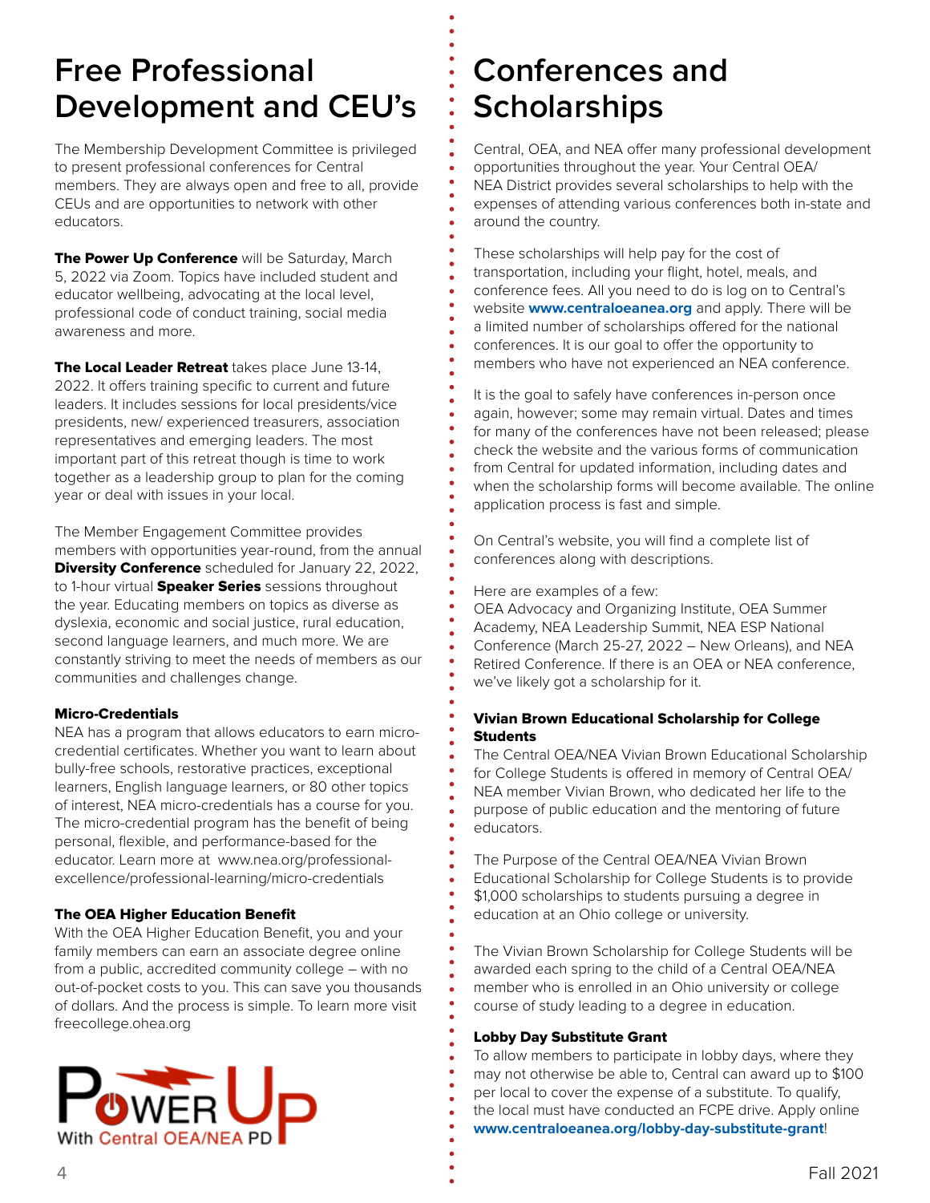# Free Professional Development and CEU's

The Membership Development Committee is privileged to present professional conferences for Central members. They are always open and free to all, provide CEUs and are opportunities to network with other educators.

**The Power Up Conference** will be Saturday, March 5, 2022 via Zoom. Topics have included student and educator wellbeing, advocating at the local level, professional code of conduct training, social media awareness and more.

**The Local Leader Retreat** takes place June 13-14, 2022. It offers training specific to current and future leaders. It includes sessions for local presidents/vice presidents, new/ experienced treasurers, association representatives and emerging leaders. The most important part of this retreat though is time to work together as a leadership group to plan for the coming year or deal with issues in your local.

The Member Engagement Committee provides members with opportunities year-round, from the annual **Diversity Conference** scheduled for January 22, 2022, to 1-hour virtual **Speaker Series** sessions throughout the year. Educating members on topics as diverse as dyslexia, economic and social justice, rural education, second language learners, and much more. We are constantly striving to meet the needs of members as our communities and challenges change.

### Micro-Credentials

NEA has a program that allows educators to earn micro-credential certificates. Whether you want to learn about bully-free schools, restorative practices, exceptional learners, English language learners, or 80 other topics of interest, NEA micro-credentials has a course for you. The micro-credential program has the benefit of being personal, flexible, and performance-based for the educator. Learn more at www.nea.org/professional-excellence/professional-learning/micro-credentials

### The OEA Higher Education Benefit

With the OEA Higher Education Benefit, you and your family members can earn an associate degree online from a public, accredited community college – with no out-of-pocket costs to you. This can save you thousands of dollars. And the process is simple. To learn more visit freecollege.ohea.org

Power Up With Central OEA/NEA PD

# Conferences and Scholarships

Central, OEA, and NEA offer many professional development opportunities throughout the year. Your Central OEA/NEA District provides several scholarships to help with the expenses of attending various conferences both in-state and around the country.

These scholarships will help pay for the cost of transportation, including your flight, hotel, meals, and conference fees. All you need to do is log on to Central's website **www.centraloeanea.org** and apply. There will be a limited number of scholarships offered for the national conferences. It is our goal to offer the opportunity to members who have not experienced an NEA conference.

It is the goal to safely have conferences in-person once again, however; some may remain virtual. Dates and times for many of the conferences have not been released; please check the website and the various forms of communication from Central for updated information, including dates and when the scholarship forms will become available. The online application process is fast and simple.

On Central's website, you will find a complete list of conferences along with descriptions.

Here are examples of a few:
OEA Advocacy and Organizing Institute, OEA Summer Academy, NEA Leadership Summit, NEA ESP National Conference (March 25-27, 2022 – New Orleans), and NEA Retired Conference. If there is an OEA or NEA conference, we've likely got a scholarship for it.

### Vivian Brown Educational Scholarship for College Students

The Central OEA/NEA Vivian Brown Educational Scholarship for College Students is offered in memory of Central OEA/NEA member Vivian Brown, who dedicated her life to the purpose of public education and the mentoring of future educators.

The Purpose of the Central OEA/NEA Vivian Brown Educational Scholarship for College Students is to provide $1,000 scholarships to students pursuing a degree in education at an Ohio college or university.

The Vivian Brown Scholarship for College Students will be awarded each spring to the child of a Central OEA/NEA member who is enrolled in an Ohio university or college course of study leading to a degree in education.

### Lobby Day Substitute Grant

To allow members to participate in lobby days, where they may not otherwise be able to, Central can award up to $100 per local to cover the expense of a substitute. To qualify, the local must have conducted an FCPE drive. Apply online **www.centraloeanea.org/lobby-day-substitute-grant**!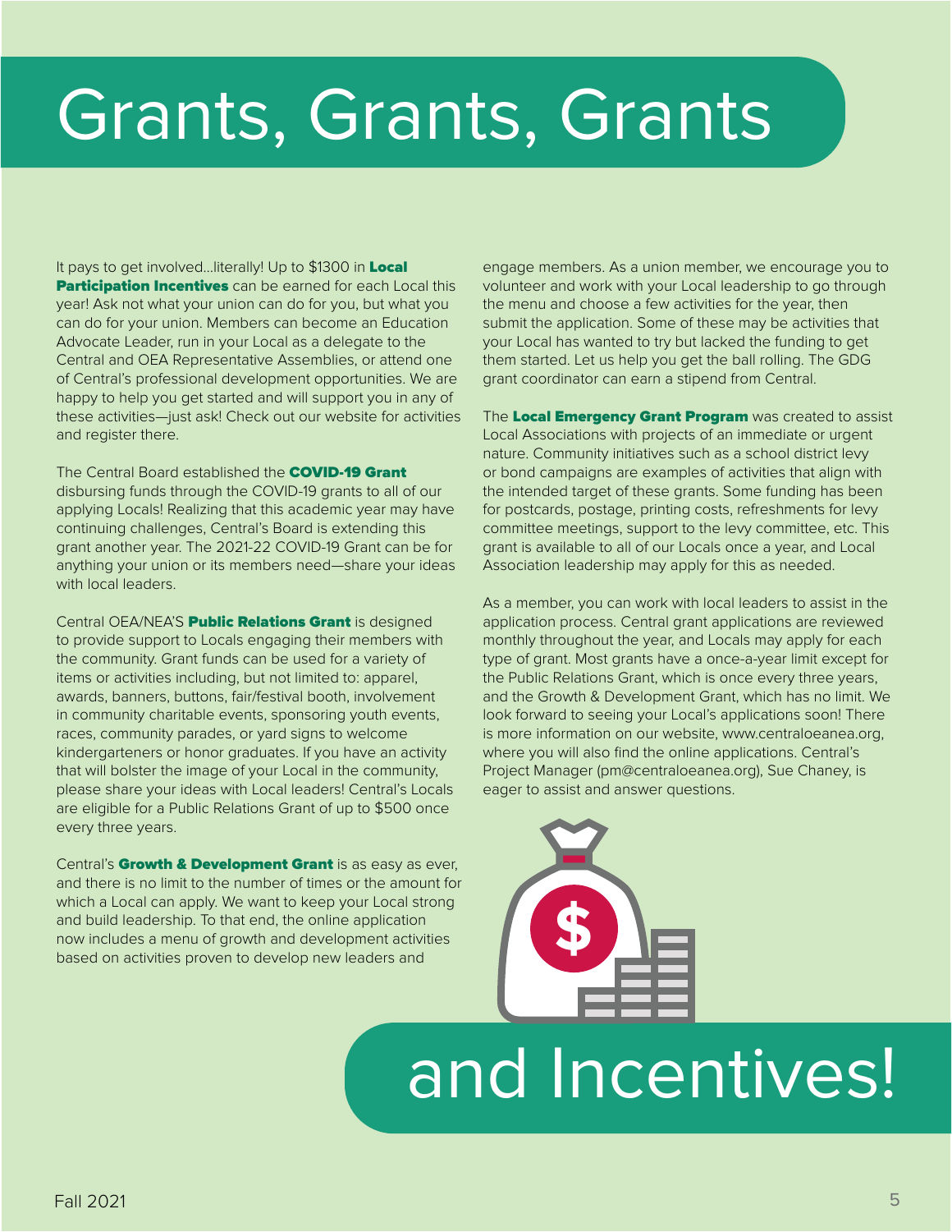# Grants, Grants, Grants

It pays to get involved...literally! Up to $1300 in **Local Participation Incentives** can be earned for each Local this year! Ask not what your union can do for you, but what you can do for your union. Members can become an Education Advocate Leader, run in your Local as a delegate to the Central and OEA Representative Assemblies, or attend one of Central's professional development opportunities. We are happy to help you get started and will support you in any of these activities—just ask! Check out our website for activities and register there.

The Central Board established the **COVID-19 Grant** disbursing funds through the COVID-19 grants to all of our applying Locals! Realizing that this academic year may have continuing challenges, Central's Board is extending this grant another year. The 2021-22 COVID-19 Grant can be for anything your union or its members need—share your ideas with local leaders.

Central OEA/NEA'S **Public Relations Grant** is designed to provide support to Locals engaging their members with the community. Grant funds can be used for a variety of items or activities including, but not limited to: apparel, awards, banners, buttons, fair/festival booth, involvement in community charitable events, sponsoring youth events, races, community parades, or yard signs to welcome kindergarteners or honor graduates. If you have an activity that will bolster the image of your Local in the community, please share your ideas with Local leaders! Central's Locals are eligible for a Public Relations Grant of up to $500 once every three years.

Central's **Growth & Development Grant** is as easy as ever, and there is no limit to the number of times or the amount for which a Local can apply. We want to keep your Local strong and build leadership. To that end, the online application now includes a menu of growth and development activities based on activities proven to develop new leaders and engage members. As a union member, we encourage you to volunteer and work with your Local leadership to go through the menu and choose a few activities for the year, then submit the application. Some of these may be activities that your Local has wanted to try but lacked the funding to get them started. Let us help you get the ball rolling. The GDG grant coordinator can earn a stipend from Central.

The **Local Emergency Grant Program** was created to assist Local Associations with projects of an immediate or urgent nature. Community initiatives such as a school district levy or bond campaigns are examples of activities that align with the intended target of these grants. Some funding has been for postcards, postage, printing costs, refreshments for levy committee meetings, support to the levy committee, etc. This grant is available to all of our Locals once a year, and Local Association leadership may apply for this as needed.

As a member, you can work with local leaders to assist in the application process. Central grant applications are reviewed monthly throughout the year, and Locals may apply for each type of grant. Most grants have a once-a-year limit except for the Public Relations Grant, which is once every three years, and the Growth & Development Grant, which has no limit. We look forward to seeing your Local's applications soon! There is more information on our website, www.centraloeanea.org, where you will also find the online applications. Central's Project Manager (pm@centraloeanea.org), Sue Chaney, is eager to assist and answer questions.

# and Incentives!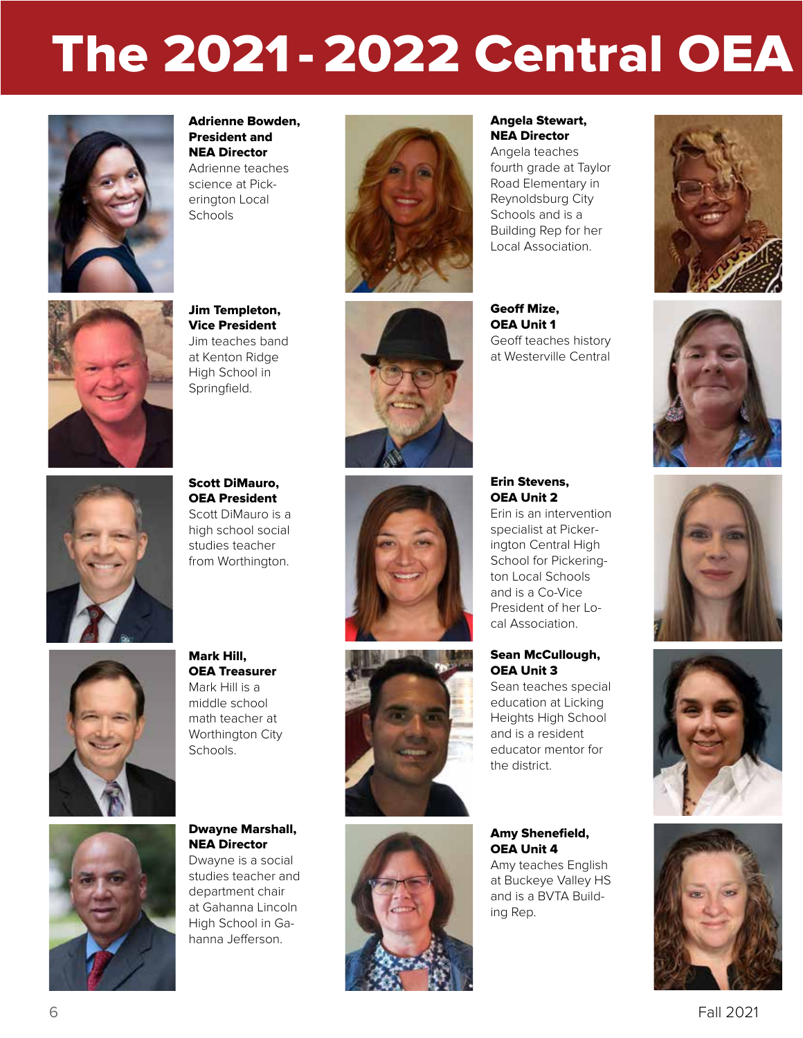# The 2021-2022 Central OEA

**Adrienne Bowden, President and NEA Director**
Adrienne teaches science at Pickerington Local Schools

**Jim Templeton, Vice President**
Jim teaches band at Kenton Ridge High School in Springfield.

**Scott DiMauro, OEA President**
Scott DiMauro is a high school social studies teacher from Worthington.

**Mark Hill, OEA Treasurer**
Mark Hill is a middle school math teacher at Worthington City Schools.

**Dwayne Marshall, NEA Director**
Dwayne is a social studies teacher and department chair at Gahanna Lincoln High School in Gahanna Jefferson.

**Angela Stewart, NEA Director**
Angela teaches fourth grade at Taylor Road Elementary in Reynoldsburg City Schools and is a Building Rep for her Local Association.

**Geoff Mize, OEA Unit 1**
Geoff teaches history at Westerville Central

**Erin Stevens, OEA Unit 2**
Erin is an intervention specialist at Pickerington Central High School for Pickerington Local Schools and is a Co-Vice President of her Local Association.

**Sean McCullough, OEA Unit 3**
Sean teaches special education at Licking Heights High School and is a resident educator mentor for the district.

**Amy Shenefield, OEA Unit 4**
Amy teaches English at Buckeye Valley HS and is a BVTA Building Rep.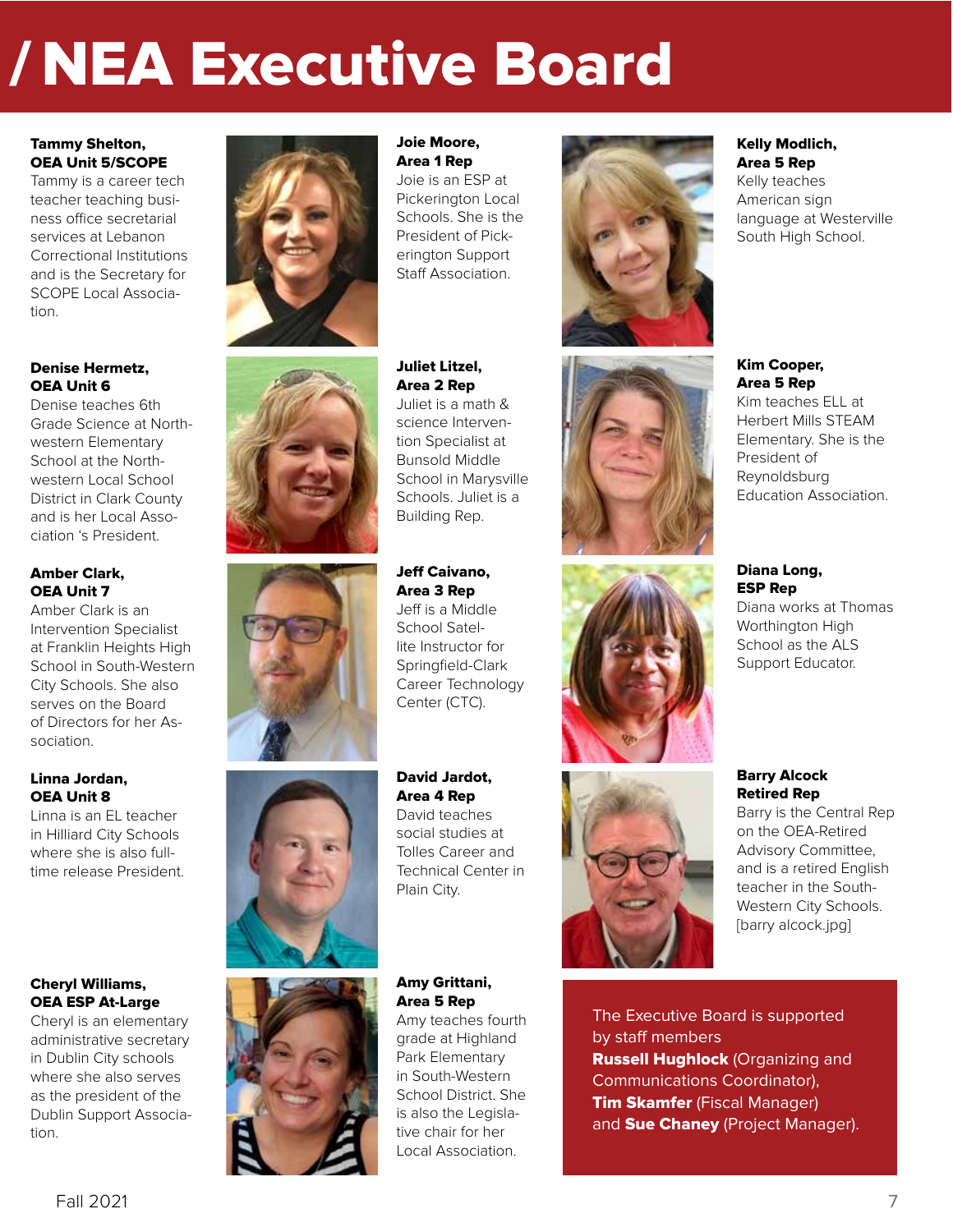# / NEA Executive Board

**Tammy Shelton, OEA Unit 5/SCOPE**
Tammy is a career tech teacher teaching business office secretarial services at Lebanon Correctional Institutions and is the Secretary for SCOPE Local Association.

**Denise Hermetz, OEA Unit 6**
Denise teaches 6th Grade Science at Northwestern Elementary School at the Northwestern Local School District in Clark County and is her Local Association 's President.

**Amber Clark, OEA Unit 7**
Amber Clark is an Intervention Specialist at Franklin Heights High School in South-Western City Schools. She also serves on the Board of Directors for her Association.

**Linna Jordan, OEA Unit 8**
Linna is an EL teacher in Hilliard City Schools where she is also full-time release President.

**Cheryl Williams, OEA ESP At-Large**
Cheryl is an elementary administrative secretary in Dublin City schools where she also serves as the president of the Dublin Support Association.

**Joie Moore, Area 1 Rep**
Joie is an ESP at Pickerington Local Schools. She is the President of Pickerington Support Staff Association.

**Juliet Litzel, Area 2 Rep**
Juliet is a math & science Intervention Specialist at Bunsold Middle School in Marysville Schools. Juliet is a Building Rep.

**Jeff Caivano, Area 3 Rep**
Jeff is a Middle School Satellite Instructor for Springfield-Clark Career Technology Center (CTC).

**David Jardot, Area 4 Rep**
David teaches social studies at Tolles Career and Technical Center in Plain City.

**Amy Grittani, Area 5 Rep**
Amy teaches fourth grade at Highland Park Elementary in South-Western School District. She is also the Legislative chair for her Local Association.

**Kelly Modlich, Area 5 Rep**
Kelly teaches American sign language at Westerville South High School.

**Kim Cooper, Area 5 Rep**
Kim teaches ELL at Herbert Mills STEAM Elementary. She is the President of Reynoldsburg Education Association.

**Diana Long, ESP Rep**
Diana works at Thomas Worthington High School as the ALS Support Educator.

**Barry Alcock Retired Rep**
Barry is the Central Rep on the OEA-Retired Advisory Committee, and is a retired English teacher in the South-Western City Schools. [barry alcock.jpg]

The Executive Board is supported by staff members **Russell Hughlock** (Organizing and Communications Coordinator), **Tim Skamfer** (Fiscal Manager) and **Sue Chaney** (Project Manager).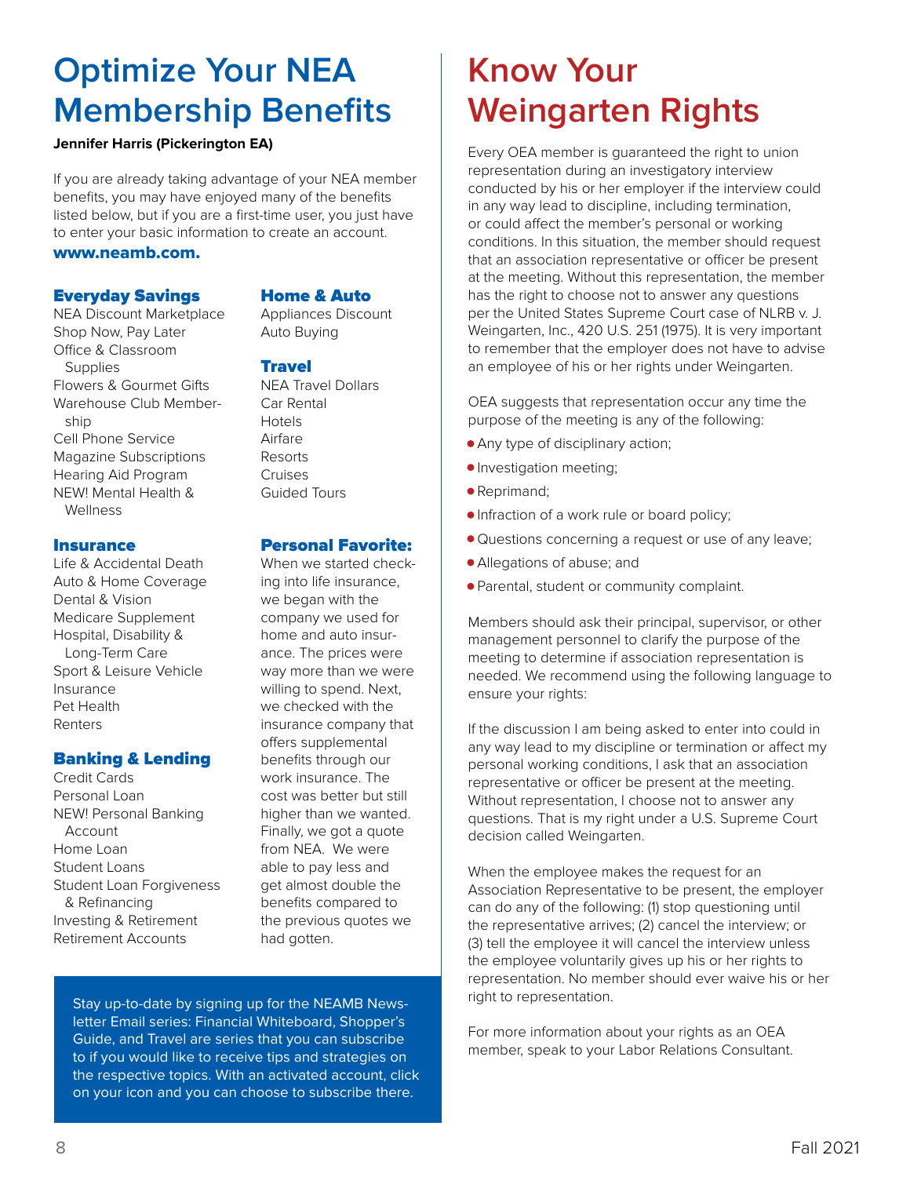# Optimize Your NEA Membership Benefits

**Jennifer Harris (Pickerington EA)**

If you are already taking advantage of your NEA member benefits, you may have enjoyed many of the benefits listed below, but if you are a first-time user, you just have to enter your basic information to create an account.

**www.neamb.com.**

### Everyday Savings

NEA Discount Marketplace
Shop Now, Pay Later
Office & Classroom Supplies
Flowers & Gourmet Gifts
Warehouse Club Membership
Cell Phone Service
Magazine Subscriptions
Hearing Aid Program
NEW! Mental Health & Wellness

### Insurance

Life & Accidental Death
Auto & Home Coverage
Dental & Vision
Medicare Supplement
Hospital, Disability & Long-Term Care
Sport & Leisure Vehicle Insurance
Pet Health
Renters

### Banking & Lending

Credit Cards
Personal Loan
NEW! Personal Banking Account
Home Loan
Student Loans
Student Loan Forgiveness & Refinancing
Investing & Retirement
Retirement Accounts

### Home & Auto

Appliances Discount
Auto Buying

### Travel

NEA Travel Dollars
Car Rental
Hotels
Airfare
Resorts
Cruises
Guided Tours

### Personal Favorite:

When we started checking into life insurance, we began with the company we used for home and auto insurance. The prices were way more than we were willing to spend. Next, we checked with the insurance company that offers supplemental benefits through our work insurance. The cost was better but still higher than we wanted. Finally, we got a quote from NEA. We were able to pay less and get almost double the benefits compared to the previous quotes we had gotten.

Stay up-to-date by signing up for the NEAMB Newsletter Email series: Financial Whiteboard, Shopper's Guide, and Travel are series that you can subscribe to if you would like to receive tips and strategies on the respective topics. With an activated account, click on your icon and you can choose to subscribe there.

# Know Your Weingarten Rights

Every OEA member is guaranteed the right to union representation during an investigatory interview conducted by his or her employer if the interview could in any way lead to discipline, including termination, or could affect the member's personal or working conditions. In this situation, the member should request that an association representative or officer be present at the meeting. Without this representation, the member has the right to choose not to answer any questions per the United States Supreme Court case of NLRB v. J. Weingarten, Inc., 420 U.S. 251 (1975). It is very important to remember that the employer does not have to advise an employee of his or her rights under Weingarten.

OEA suggests that representation occur any time the purpose of the meeting is any of the following:

- Any type of disciplinary action;
- Investigation meeting;
- Reprimand;
- Infraction of a work rule or board policy;
- Questions concerning a request or use of any leave;
- Allegations of abuse; and
- Parental, student or community complaint.

Members should ask their principal, supervisor, or other management personnel to clarify the purpose of the meeting to determine if association representation is needed. We recommend using the following language to ensure your rights:

If the discussion I am being asked to enter into could in any way lead to my discipline or termination or affect my personal working conditions, I ask that an association representative or officer be present at the meeting. Without representation, I choose not to answer any questions. That is my right under a U.S. Supreme Court decision called Weingarten.

When the employee makes the request for an Association Representative to be present, the employer can do any of the following: (1) stop questioning until the representative arrives; (2) cancel the interview; or (3) tell the employee it will cancel the interview unless the employee voluntarily gives up his or her rights to representation. No member should ever waive his or her right to representation.

For more information about your rights as an OEA member, speak to your Labor Relations Consultant.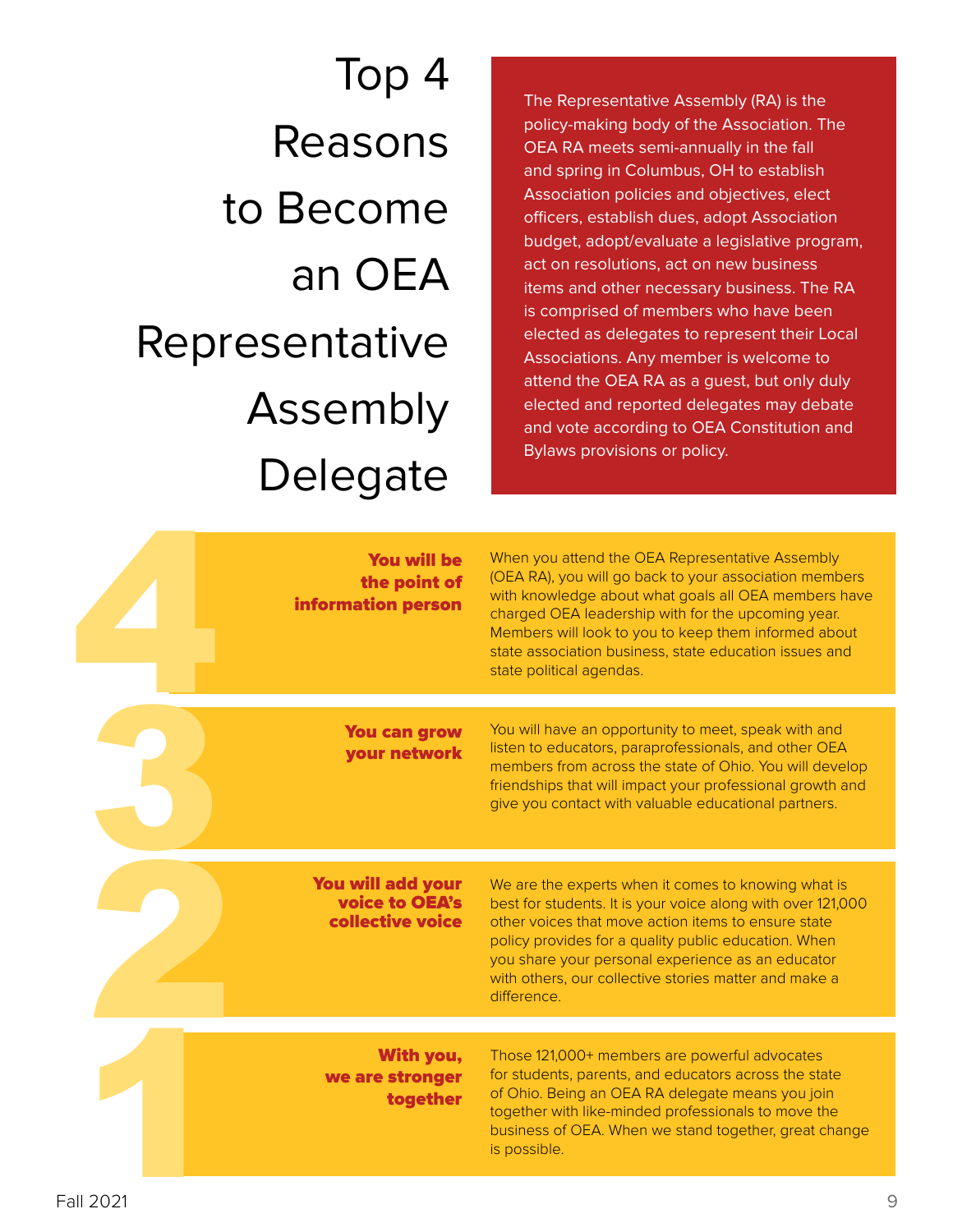# Top 4 Reasons to Become an OEA Representative Assembly Delegate

The Representative Assembly (RA) is the policy-making body of the Association. The OEA RA meets semi-annually in the fall and spring in Columbus, OH to establish Association policies and objectives, elect officers, establish dues, adopt Association budget, adopt/evaluate a legislative program, act on resolutions, act on new business items and other necessary business. The RA is comprised of members who have been elected as delegates to represent their Local Associations. Any member is welcome to attend the OEA RA as a guest, but only duly elected and reported delegates may debate and vote according to OEA Constitution and Bylaws provisions or policy.

## 4

**You will be the point of information person**

When you attend the OEA Representative Assembly (OEA RA), you will go back to your association members with knowledge about what goals all OEA members have charged OEA leadership with for the upcoming year. Members will look to you to keep them informed about state association business, state education issues and state political agendas.

## 3

**You can grow your network**

You will have an opportunity to meet, speak with and listen to educators, paraprofessionals, and other OEA members from across the state of Ohio. You will develop friendships that will impact your professional growth and give you contact with valuable educational partners.

## 2

**You will add your voice to OEA's collective voice**

We are the experts when it comes to knowing what is best for students. It is your voice along with over 121,000 other voices that move action items to ensure state policy provides for a quality public education. When you share your personal experience as an educator with others, our collective stories matter and make a difference.

## 1

**With you, we are stronger together**

Those 121,000+ members are powerful advocates for students, parents, and educators across the state of Ohio. Being an OEA RA delegate means you join together with like-minded professionals to move the business of OEA. When we stand together, great change is possible.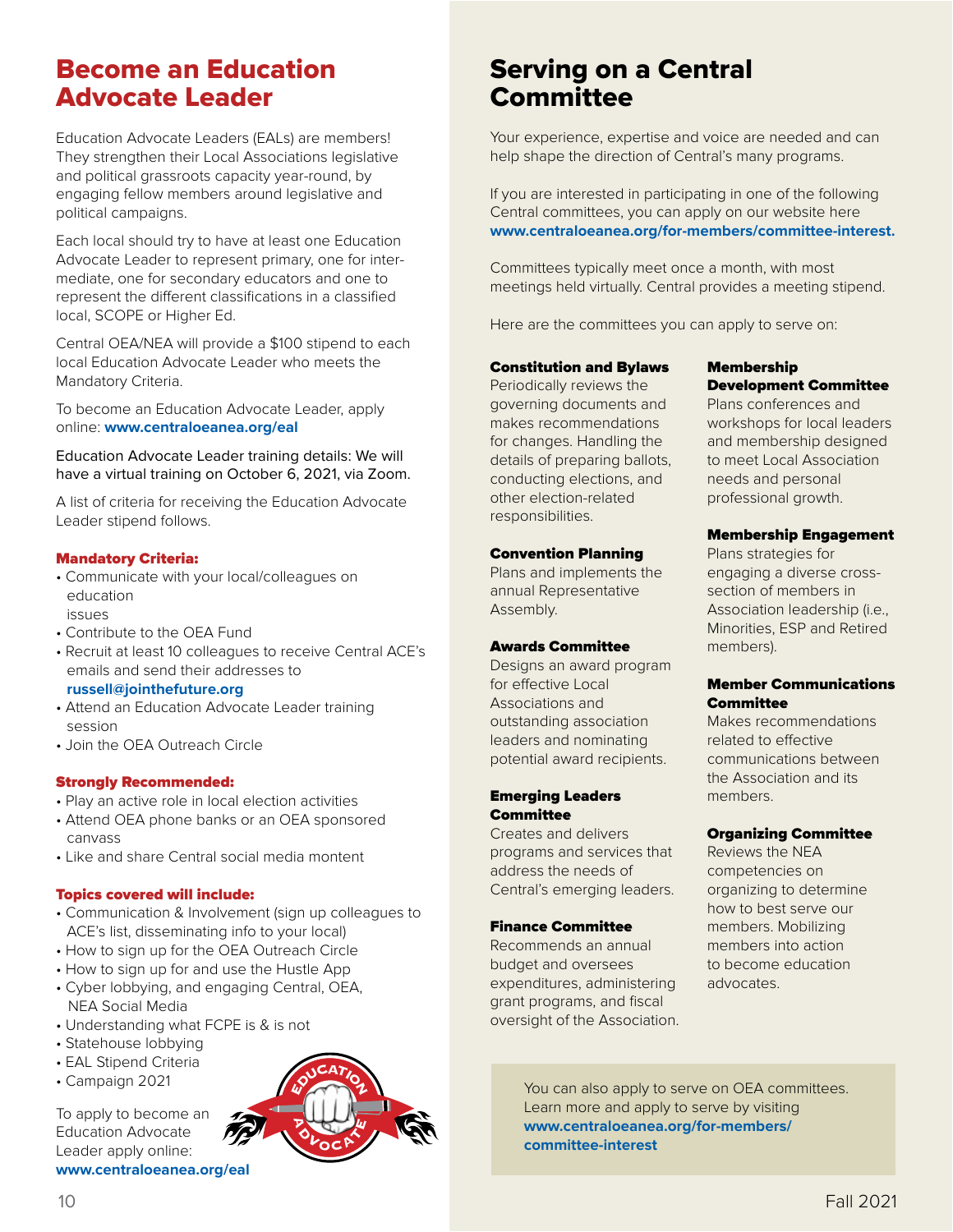## Become an Education Advocate Leader

Education Advocate Leaders (EALs) are members! They strengthen their Local Associations legislative and political grassroots capacity year-round, by engaging fellow members around legislative and political campaigns.

Each local should try to have at least one Education Advocate Leader to represent primary, one for inter-mediate, one for secondary educators and one to represent the different classifications in a classified local, SCOPE or Higher Ed.

Central OEA/NEA will provide a $100 stipend to each local Education Advocate Leader who meets the Mandatory Criteria.

To become an Education Advocate Leader, apply online: **www.centraloeanea.org/eal**

Education Advocate Leader training details: We will have a virtual training on October 6, 2021, via Zoom.

A list of criteria for receiving the Education Advocate Leader stipend follows.

### Mandatory Criteria:

- Communicate with your local/colleagues on education issues
- Contribute to the OEA Fund
- Recruit at least 10 colleagues to receive Central ACE's emails and send their addresses to **russell@jointhefuture.org**
- Attend an Education Advocate Leader training session
- Join the OEA Outreach Circle

### Strongly Recommended:

- Play an active role in local election activities
- Attend OEA phone banks or an OEA sponsored canvass
- Like and share Central social media montent

### Topics covered will include:

- Communication & Involvement (sign up colleagues to ACE's list, disseminating info to your local)
- How to sign up for the OEA Outreach Circle
- How to sign up for and use the Hustle App
- Cyber lobbying, and engaging Central, OEA, NEA Social Media
- Understanding what FCPE is & is not
- Statehouse lobbying
- EAL Stipend Criteria
- Campaign 2021

To apply to become an Education Advocate Leader apply online: **www.centraloeanea.org/eal**

## Serving on a Central Committee

Your experience, expertise and voice are needed and can help shape the direction of Central's many programs.

If you are interested in participating in one of the following Central committees, you can apply on our website here **www.centraloeanea.org/for-members/committee-interest.**

Committees typically meet once a month, with most meetings held virtually. Central provides a meeting stipend.

Here are the committees you can apply to serve on:

**Constitution and Bylaws**
Periodically reviews the governing documents and makes recommendations for changes. Handling the details of preparing ballots, conducting elections, and other election-related responsibilities.

**Convention Planning**
Plans and implements the annual Representative Assembly.

**Awards Committee**
Designs an award program for effective Local Associations and outstanding association leaders and nominating potential award recipients.

**Emerging Leaders Committee**
Creates and delivers programs and services that address the needs of Central's emerging leaders.

**Finance Committee**
Recommends an annual budget and oversees expenditures, administering grant programs, and fiscal oversight of the Association.

**Membership Development Committee**
Plans conferences and workshops for local leaders and membership designed to meet Local Association needs and personal professional growth.

**Membership Engagement**
Plans strategies for engaging a diverse cross-section of members in Association leadership (i.e., Minorities, ESP and Retired members).

**Member Communications Committee**
Makes recommendations related to effective communications between the Association and its members.

**Organizing Committee**
Reviews the NEA competencies on organizing to determine how to best serve our members. Mobilizing members into action to become education advocates.

You can also apply to serve on OEA committees. Learn more and apply to serve by visiting **www.centraloeanea.org/for-members/committee-interest**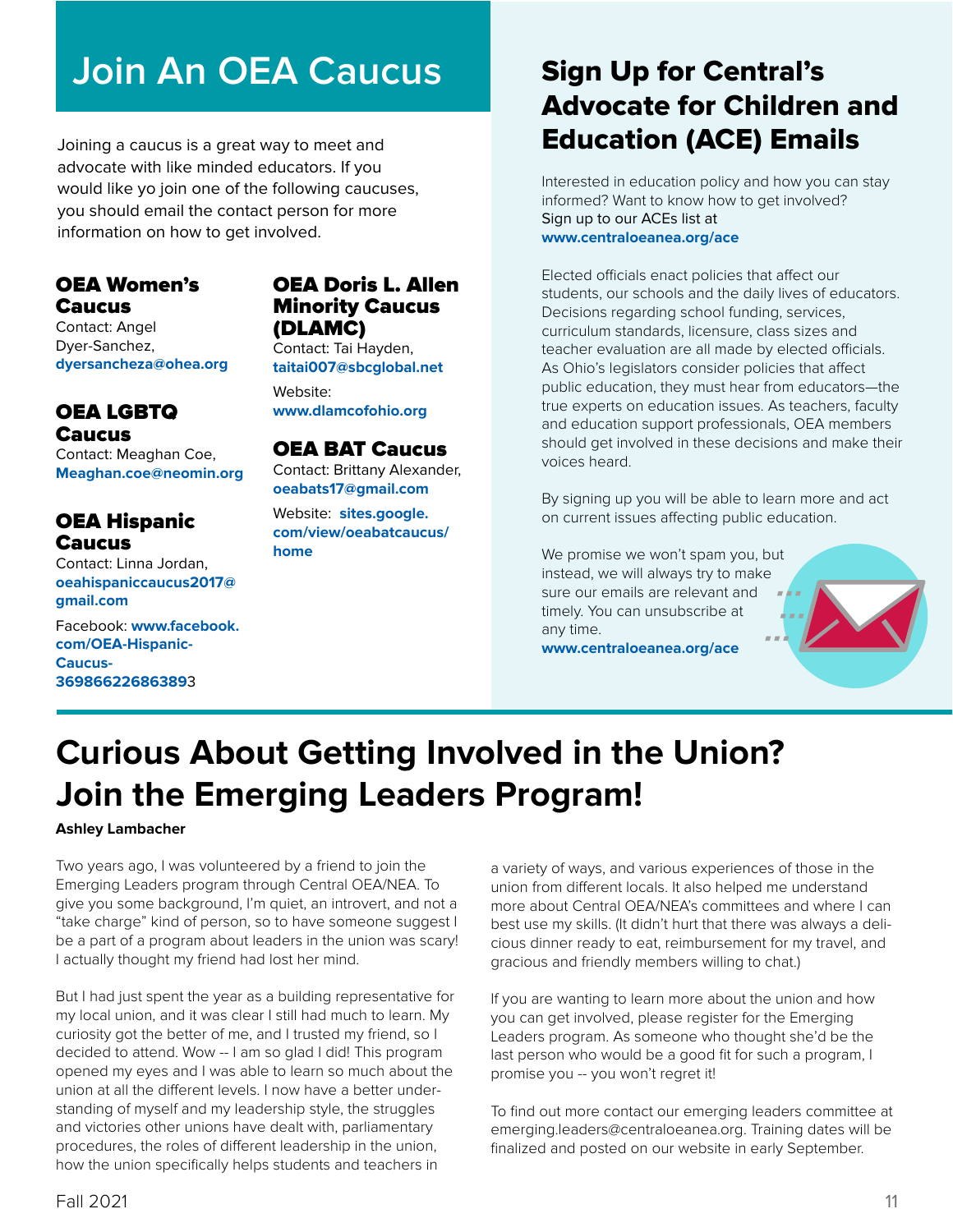# Join An OEA Caucus

Joining a caucus is a great way to meet and advocate with like minded educators. If you would like yo join one of the following caucuses, you should email the contact person for more information on how to get involved.

### OEA Women's Caucus

Contact: Angel Dyer-Sanchez, **dyersancheza@ohea.org**

### OEA LGBTQ Caucus

Contact: Meaghan Coe, **Meaghan.coe@neomin.org**

### OEA Hispanic Caucus

Contact: Linna Jordan, **oeahispaniccaucus2017@gmail.com**

Facebook: **www.facebook.com/OEA-Hispanic-Caucus-36986622686389**3

### OEA Doris L. Allen Minority Caucus (DLAMC)

Contact: Tai Hayden, **taitai007@sbcglobal.net**

Website: **www.dlamcofohio.org**

### OEA BAT Caucus

Contact: Brittany Alexander, **oeabats17@gmail.com**

Website: **sites.google.com/view/oeabatcaucus/home**

# Sign Up for Central's Advocate for Children and Education (ACE) Emails

Interested in education policy and how you can stay informed? Want to know how to get involved? Sign up to our ACEs list at **www.centraloeanea.org/ace**

Elected officials enact policies that affect our students, our schools and the daily lives of educators. Decisions regarding school funding, services, curriculum standards, licensure, class sizes and teacher evaluation are all made by elected officials. As Ohio's legislators consider policies that affect public education, they must hear from educators—the true experts on education issues. As teachers, faculty and education support professionals, OEA members should get involved in these decisions and make their voices heard.

By signing up you will be able to learn more and act on current issues affecting public education.

We promise we won't spam you, but instead, we will always try to make sure our emails are relevant and timely. You can unsubscribe at any time.
**www.centraloeanea.org/ace**

# Curious About Getting Involved in the Union? Join the Emerging Leaders Program!

**Ashley Lambacher**

Two years ago, I was volunteered by a friend to join the Emerging Leaders program through Central OEA/NEA. To give you some background, I'm quiet, an introvert, and not a "take charge" kind of person, so to have someone suggest I be a part of a program about leaders in the union was scary! I actually thought my friend had lost her mind.

But I had just spent the year as a building representative for my local union, and it was clear I still had much to learn. My curiosity got the better of me, and I trusted my friend, so I decided to attend. Wow -- I am so glad I did! This program opened my eyes and I was able to learn so much about the union at all the different levels. I now have a better understanding of myself and my leadership style, the struggles and victories other unions have dealt with, parliamentary procedures, the roles of different leadership in the union, how the union specifically helps students and teachers in a variety of ways, and various experiences of those in the union from different locals. It also helped me understand more about Central OEA/NEA's committees and where I can best use my skills. (It didn't hurt that there was always a delicious dinner ready to eat, reimbursement for my travel, and gracious and friendly members willing to chat.)

If you are wanting to learn more about the union and how you can get involved, please register for the Emerging Leaders program. As someone who thought she'd be the last person who would be a good fit for such a program, I promise you -- you won't regret it!

To find out more contact our emerging leaders committee at emerging.leaders@centraloeanea.org. Training dates will be finalized and posted on our website in early September.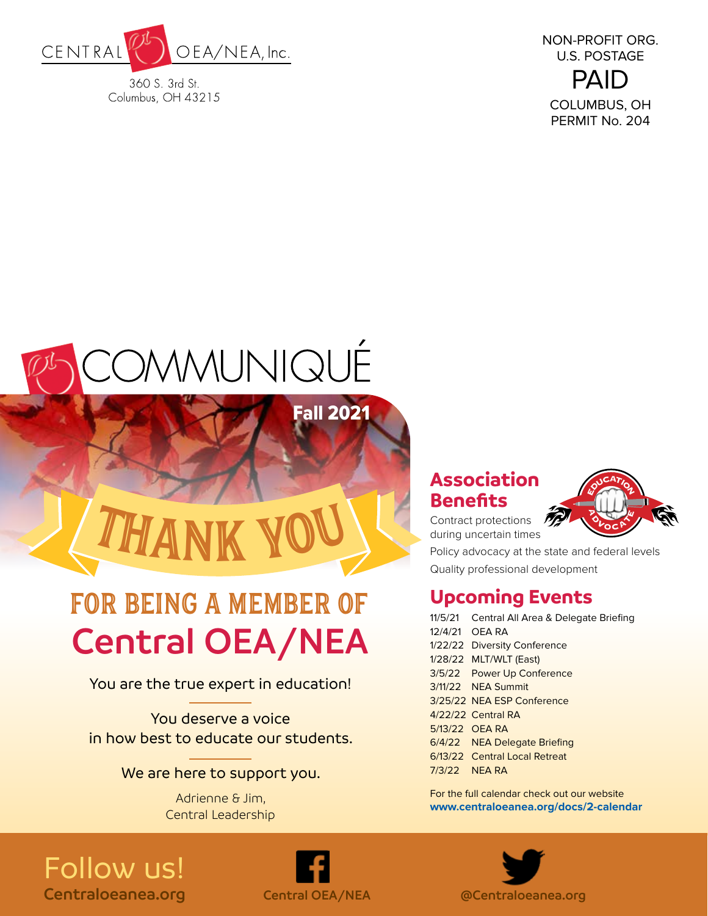CENTRAL OEA/NEA, Inc.
360 S. 3rd St.
Columbus, OH 43215

NON-PROFIT ORG.
U.S. POSTAGE
PAID
COLUMBUS, OH
PERMIT No. 204

# COMMUNIQUÉ

Fall 2021

# THANK YOU

## FOR BEING A MEMBER OF Central OEA/NEA

You are the true expert in education!

You deserve a voice in how best to educate our students.

We are here to support you.

Adrienne & Jim,
Central Leadership

## Association Benefits

EDUCATION ADVOCATE

Contract protections during uncertain times

Policy advocacy at the state and federal levels

Quality professional development

## Upcoming Events

| | |
|---|---|
| 11/5/21 | Central All Area & Delegate Briefing |
| 12/4/21 | OEA RA |
| 1/22/22 | Diversity Conference |
| 1/28/22 | MLT/WLT (East) |
| 3/5/22 | Power Up Conference |
| 3/11/22 | NEA Summit |
| 3/25/22 | NEA ESP Conference |
| 4/22/22 | Central RA |
| 5/13/22 | OEA RA |
| 6/4/22 | NEA Delegate Briefing |
| 6/13/22 | Central Local Retreat |
| 7/3/22 | NEA RA |

For the full calendar check out our website **www.centraloeanea.org/docs/2-calendar**

Follow us!
Centraloeanea.org

Central OEA/NEA

@Centraloeanea.org